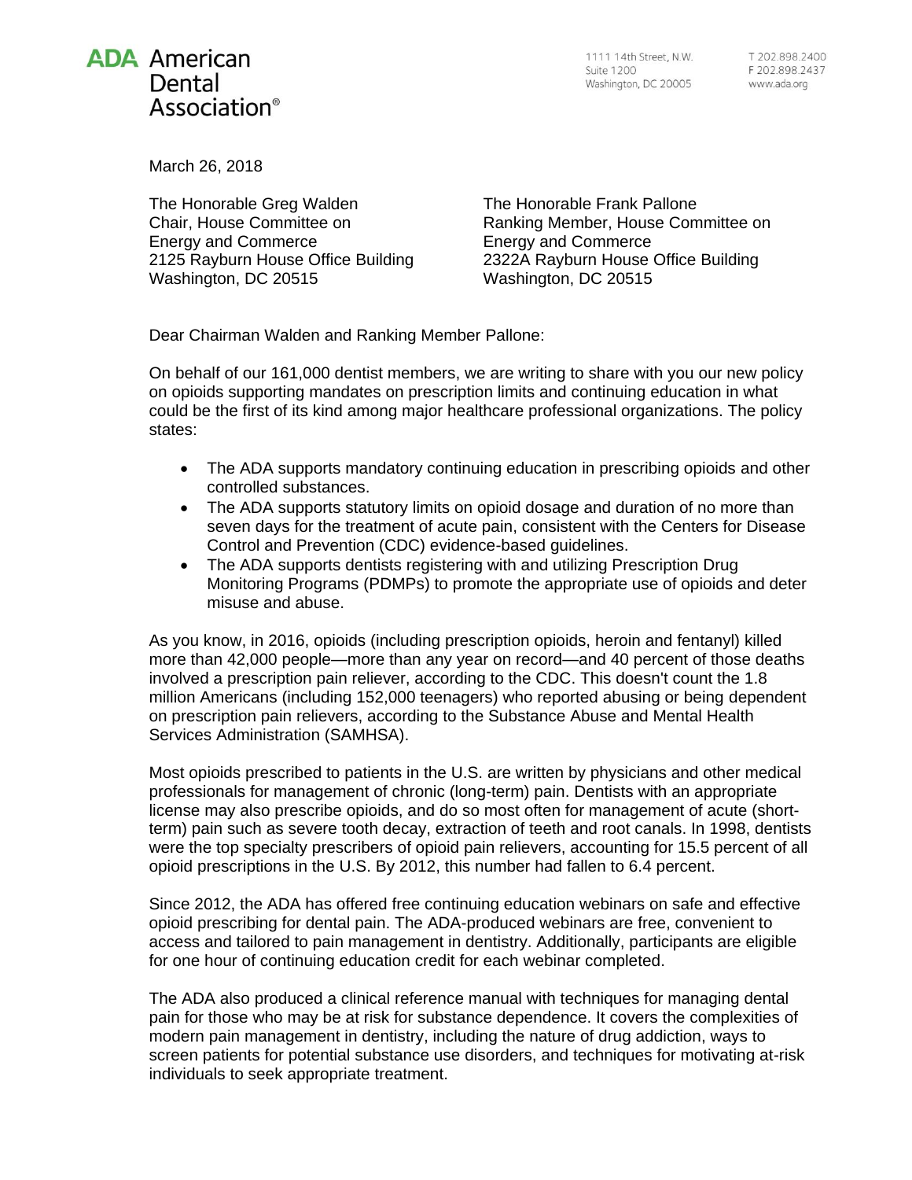**ADA** American Dental Association®

1111 14th Street, N.W.
Suite 1200
Washington, DC 20005

T 202.898.2400
F 202.898.2437
www.ada.org

March 26, 2018

The Honorable Greg Walden
Chair, House Committee on Energy and Commerce
2125 Rayburn House Office Building
Washington, DC 20515

The Honorable Frank Pallone
Ranking Member, House Committee on Energy and Commerce
2322A Rayburn House Office Building
Washington, DC 20515

Dear Chairman Walden and Ranking Member Pallone:

On behalf of our 161,000 dentist members, we are writing to share with you our new policy on opioids supporting mandates on prescription limits and continuing education in what could be the first of its kind among major healthcare professional organizations. The policy states:

- The ADA supports mandatory continuing education in prescribing opioids and other controlled substances.
- The ADA supports statutory limits on opioid dosage and duration of no more than seven days for the treatment of acute pain, consistent with the Centers for Disease Control and Prevention (CDC) evidence-based guidelines.
- The ADA supports dentists registering with and utilizing Prescription Drug Monitoring Programs (PDMPs) to promote the appropriate use of opioids and deter misuse and abuse.

As you know, in 2016, opioids (including prescription opioids, heroin and fentanyl) killed more than 42,000 people—more than any year on record—and 40 percent of those deaths involved a prescription pain reliever, according to the CDC. This doesn't count the 1.8 million Americans (including 152,000 teenagers) who reported abusing or being dependent on prescription pain relievers, according to the Substance Abuse and Mental Health Services Administration (SAMHSA).

Most opioids prescribed to patients in the U.S. are written by physicians and other medical professionals for management of chronic (long-term) pain. Dentists with an appropriate license may also prescribe opioids, and do so most often for management of acute (short-term) pain such as severe tooth decay, extraction of teeth and root canals. In 1998, dentists were the top specialty prescribers of opioid pain relievers, accounting for 15.5 percent of all opioid prescriptions in the U.S. By 2012, this number had fallen to 6.4 percent.

Since 2012, the ADA has offered free continuing education webinars on safe and effective opioid prescribing for dental pain. The ADA-produced webinars are free, convenient to access and tailored to pain management in dentistry. Additionally, participants are eligible for one hour of continuing education credit for each webinar completed.

The ADA also produced a clinical reference manual with techniques for managing dental pain for those who may be at risk for substance dependence. It covers the complexities of modern pain management in dentistry, including the nature of drug addiction, ways to screen patients for potential substance use disorders, and techniques for motivating at-risk individuals to seek appropriate treatment.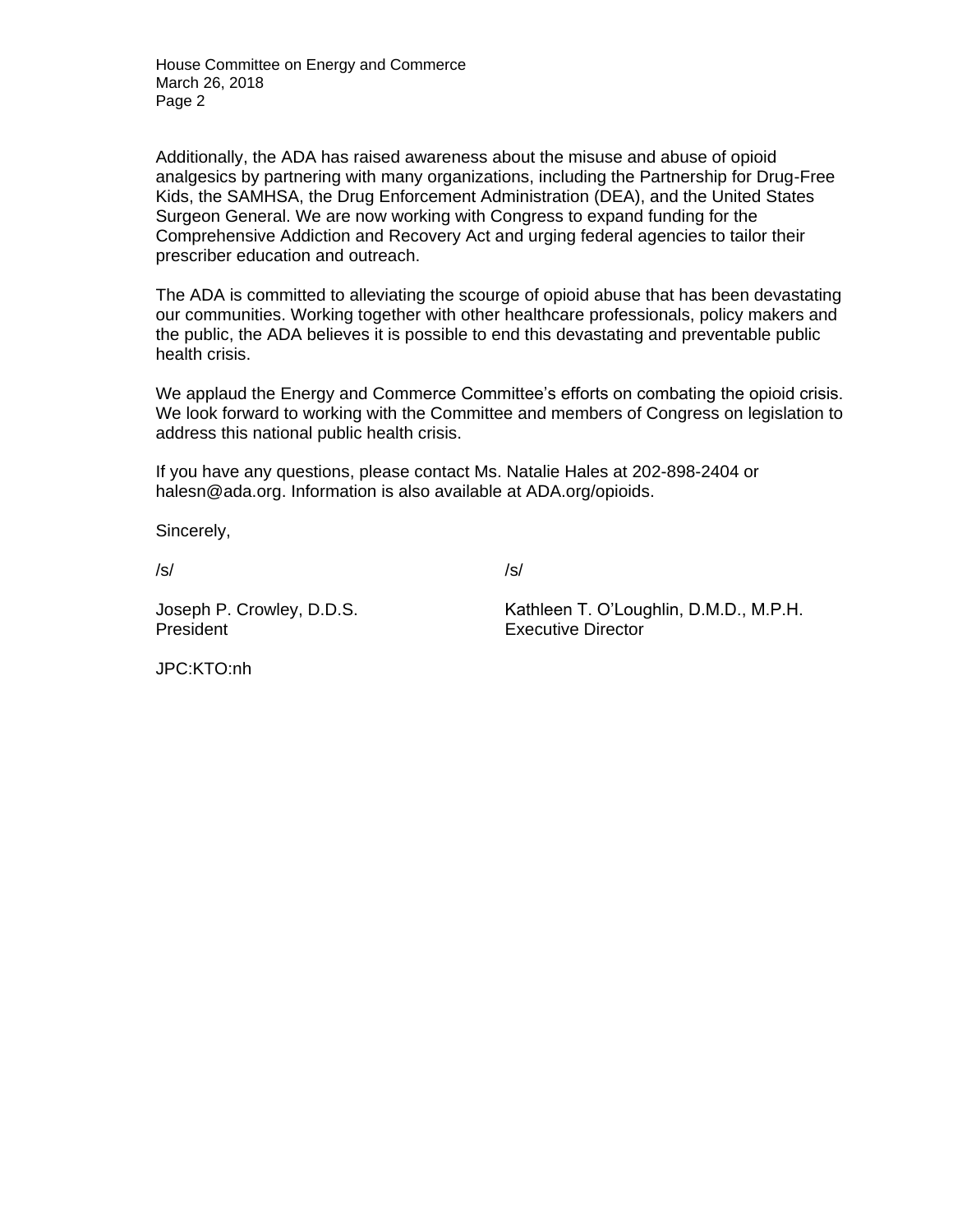Additionally, the ADA has raised awareness about the misuse and abuse of opioid analgesics by partnering with many organizations, including the Partnership for Drug-Free Kids, the SAMHSA, the Drug Enforcement Administration (DEA), and the United States Surgeon General. We are now working with Congress to expand funding for the Comprehensive Addiction and Recovery Act and urging federal agencies to tailor their prescriber education and outreach.

The ADA is committed to alleviating the scourge of opioid abuse that has been devastating our communities. Working together with other healthcare professionals, policy makers and the public, the ADA believes it is possible to end this devastating and preventable public health crisis.

We applaud the Energy and Commerce Committee's efforts on combating the opioid crisis. We look forward to working with the Committee and members of Congress on legislation to address this national public health crisis.

If you have any questions, please contact Ms. Natalie Hales at 202-898-2404 or halesn@ada.org. Information is also available at ADA.org/opioids.

Sincerely,

/s/

Joseph P. Crowley, D.D.S.
President

/s/

Kathleen T. O'Loughlin, D.M.D., M.P.H.
Executive Director

JPC:KTO:nh